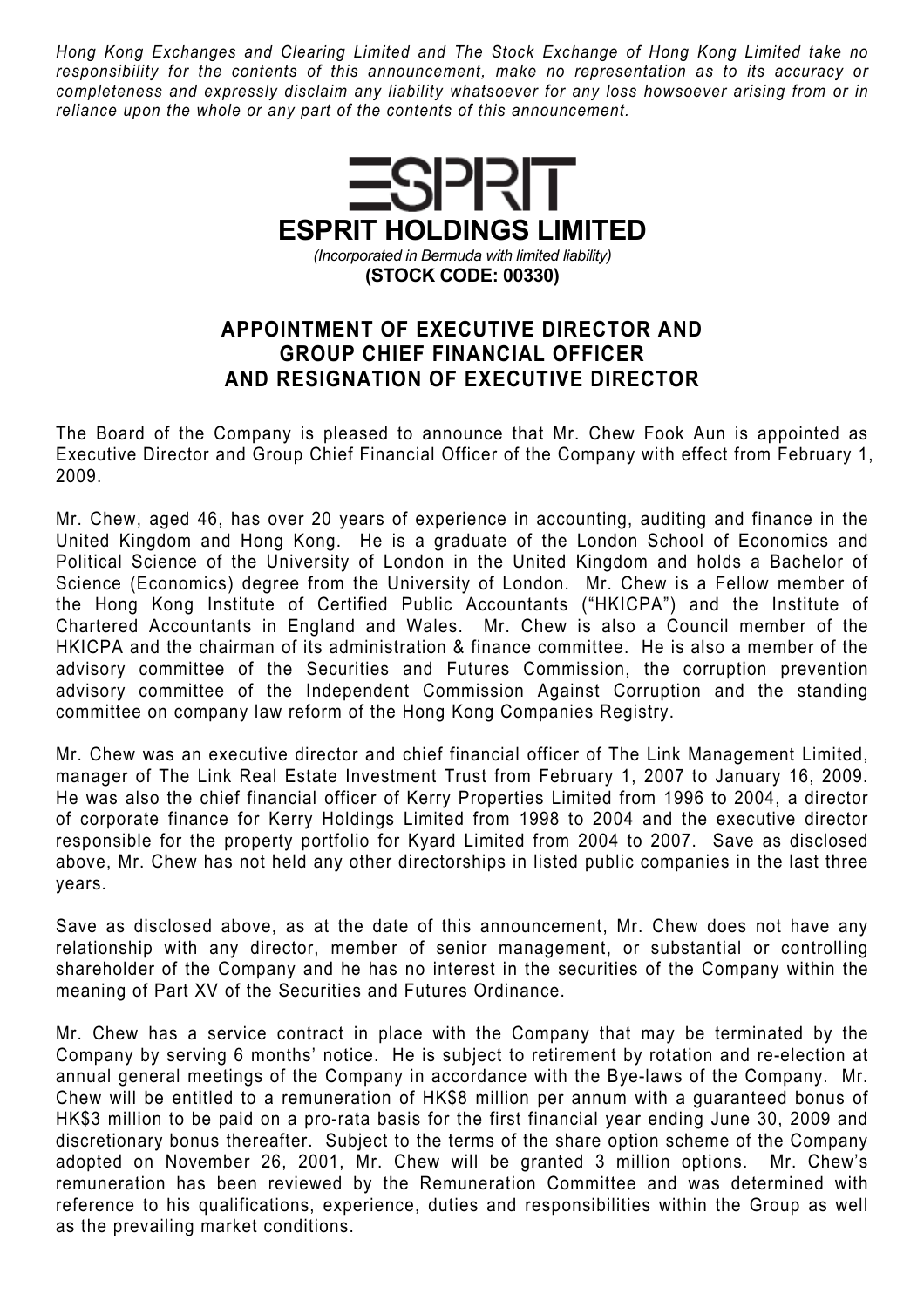*Hong Kong Exchanges and Clearing Limited and The Stock Exchange of Hong Kong Limited take no responsibility for the contents of this announcement, make no representation as to its accuracy or completeness and expressly disclaim any liability whatsoever for any loss howsoever arising from or in reliance upon the whole or any part of the contents of this announcement.*

ESPRIT

# ESPRIT HOLDINGS LIMITED

*(Incorporated in Bermuda with limited liability)*

**(STOCK CODE: 00330)**

## APPOINTMENT OF EXECUTIVE DIRECTOR AND GROUP CHIEF FINANCIAL OFFICER AND RESIGNATION OF EXECUTIVE DIRECTOR

The Board of the Company is pleased to announce that Mr. Chew Fook Aun is appointed as Executive Director and Group Chief Financial Officer of the Company with effect from February 1, 2009.

Mr. Chew, aged 46, has over 20 years of experience in accounting, auditing and finance in the United Kingdom and Hong Kong. He is a graduate of the London School of Economics and Political Science of the University of London in the United Kingdom and holds a Bachelor of Science (Economics) degree from the University of London. Mr. Chew is a Fellow member of the Hong Kong Institute of Certified Public Accountants ("HKICPA") and the Institute of Chartered Accountants in England and Wales. Mr. Chew is also a Council member of the HKICPA and the chairman of its administration & finance committee. He is also a member of the advisory committee of the Securities and Futures Commission, the corruption prevention advisory committee of the Independent Commission Against Corruption and the standing committee on company law reform of the Hong Kong Companies Registry.

Mr. Chew was an executive director and chief financial officer of The Link Management Limited, manager of The Link Real Estate Investment Trust from February 1, 2007 to January 16, 2009. He was also the chief financial officer of Kerry Properties Limited from 1996 to 2004, a director of corporate finance for Kerry Holdings Limited from 1998 to 2004 and the executive director responsible for the property portfolio for Kyard Limited from 2004 to 2007. Save as disclosed above, Mr. Chew has not held any other directorships in listed public companies in the last three years.

Save as disclosed above, as at the date of this announcement, Mr. Chew does not have any relationship with any director, member of senior management, or substantial or controlling shareholder of the Company and he has no interest in the securities of the Company within the meaning of Part XV of the Securities and Futures Ordinance.

Mr. Chew has a service contract in place with the Company that may be terminated by the Company by serving 6 months' notice. He is subject to retirement by rotation and re-election at annual general meetings of the Company in accordance with the Bye-laws of the Company. Mr. Chew will be entitled to a remuneration of HK$8 million per annum with a guaranteed bonus of HK$3 million to be paid on a pro-rata basis for the first financial year ending June 30, 2009 and discretionary bonus thereafter. Subject to the terms of the share option scheme of the Company adopted on November 26, 2001, Mr. Chew will be granted 3 million options. Mr. Chew's remuneration has been reviewed by the Remuneration Committee and was determined with reference to his qualifications, experience, duties and responsibilities within the Group as well as the prevailing market conditions.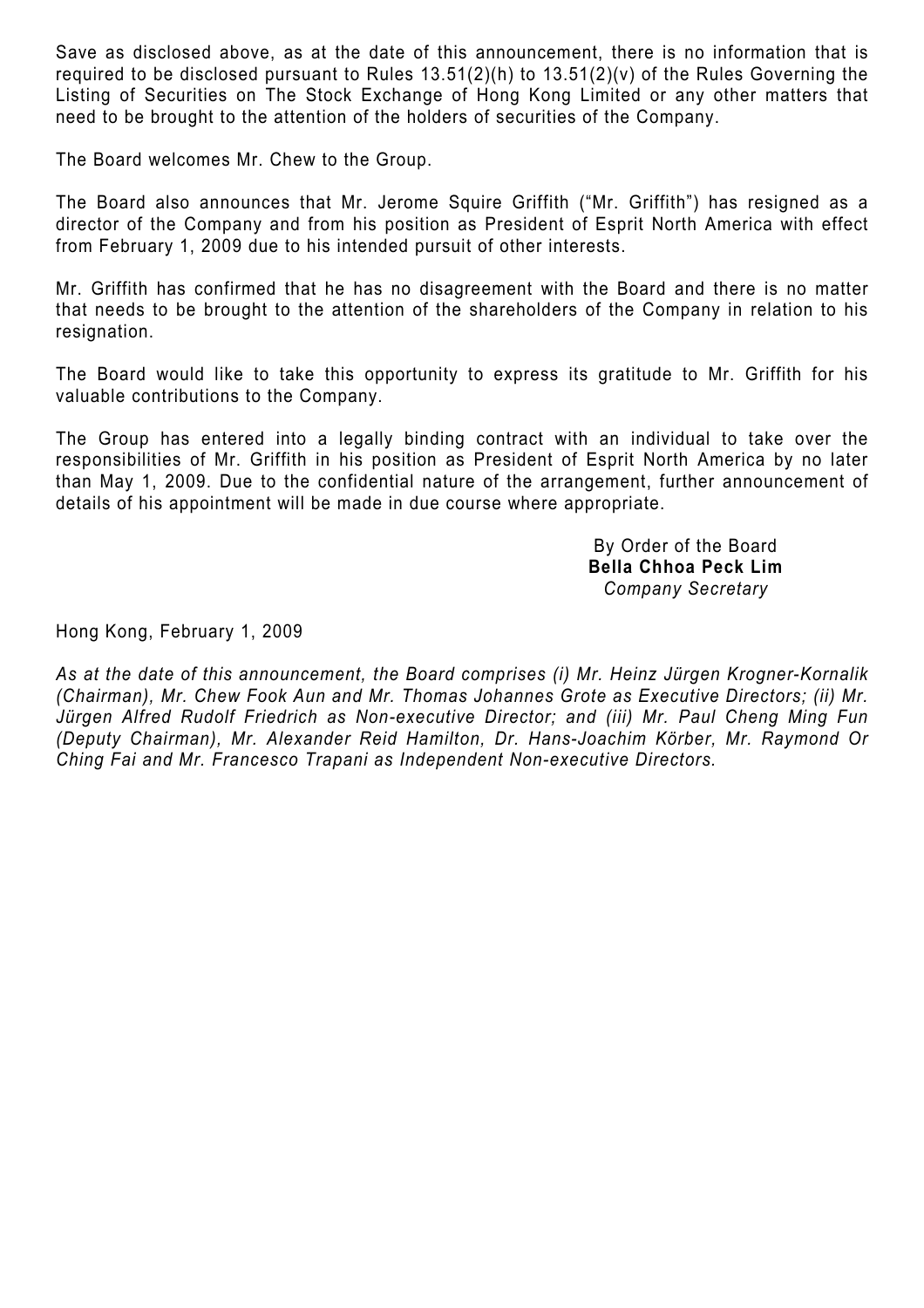Save as disclosed above, as at the date of this announcement, there is no information that is required to be disclosed pursuant to Rules 13.51(2)(h) to 13.51(2)(v) of the Rules Governing the Listing of Securities on The Stock Exchange of Hong Kong Limited or any other matters that need to be brought to the attention of the holders of securities of the Company.

The Board welcomes Mr. Chew to the Group.

The Board also announces that Mr. Jerome Squire Griffith ("Mr. Griffith") has resigned as a director of the Company and from his position as President of Esprit North America with effect from February 1, 2009 due to his intended pursuit of other interests.

Mr. Griffith has confirmed that he has no disagreement with the Board and there is no matter that needs to be brought to the attention of the shareholders of the Company in relation to his resignation.

The Board would like to take this opportunity to express its gratitude to Mr. Griffith for his valuable contributions to the Company.

The Group has entered into a legally binding contract with an individual to take over the responsibilities of Mr. Griffith in his position as President of Esprit North America by no later than May 1, 2009. Due to the confidential nature of the arrangement, further announcement of details of his appointment will be made in due course where appropriate.

By Order of the Board
**Bella Chhoa Peck Lim**
*Company Secretary*

Hong Kong, February 1, 2009

*As at the date of this announcement, the Board comprises (i) Mr. Heinz Jürgen Krogner-Kornalik (Chairman), Mr. Chew Fook Aun and Mr. Thomas Johannes Grote as Executive Directors; (ii) Mr. Jürgen Alfred Rudolf Friedrich as Non-executive Director; and (iii) Mr. Paul Cheng Ming Fun (Deputy Chairman), Mr. Alexander Reid Hamilton, Dr. Hans-Joachim Körber, Mr. Raymond Or Ching Fai and Mr. Francesco Trapani as Independent Non-executive Directors.*